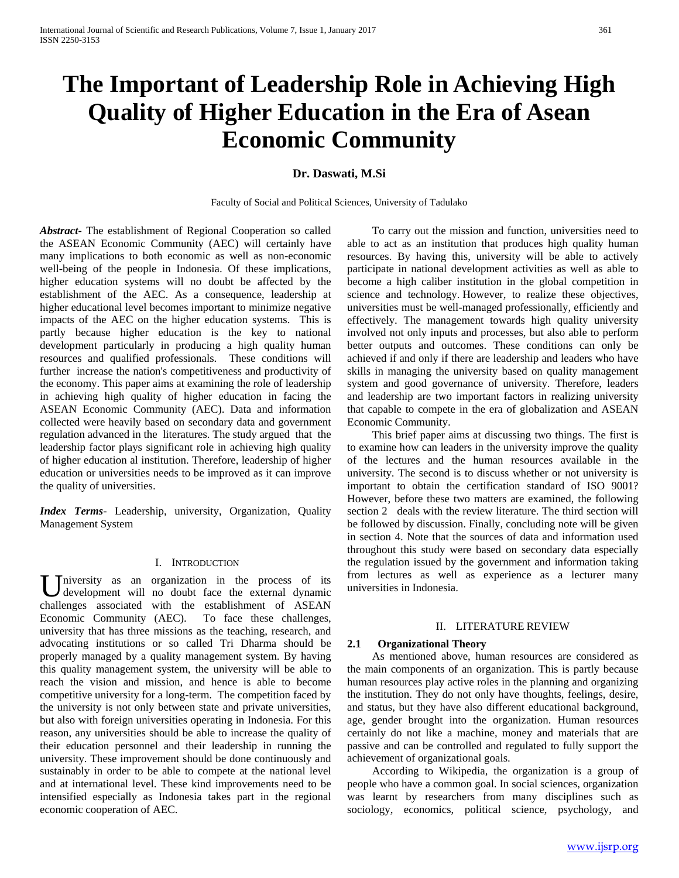# The Important of Leadership Role in Achieving High Quality of Higher Education in the Era of Asean Economic Community

**Dr. Daswati, M.Si**

Faculty of Social and Political Sciences, University of Tadulako

***Abstract-*** The establishment of Regional Cooperation so called the ASEAN Economic Community (AEC) will certainly have many implications to both economic as well as non-economic well-being of the people in Indonesia. Of these implications, higher education systems will no doubt be affected by the establishment of the AEC. As a consequence, leadership at higher educational level becomes important to minimize negative impacts of the AEC on the higher education systems. This is partly because higher education is the key to national development particularly in producing a high quality human resources and qualified professionals. These conditions will further increase the nation's competitiveness and productivity of the economy. This paper aims at examining the role of leadership in achieving high quality of higher education in facing the ASEAN Economic Community (AEC). Data and information collected were heavily based on secondary data and government regulation advanced in the literatures. The study argued that the leadership factor plays significant role in achieving high quality of higher education al institution. Therefore, leadership of higher education or universities needs to be improved as it can improve the quality of universities.

***Index Terms-*** Leadership, university, Organization, Quality Management System

## I. Introduction

University as an organization in the process of its development will no doubt face the external dynamic challenges associated with the establishment of ASEAN Economic Community (AEC). To face these challenges, university that has three missions as the teaching, research, and advocating institutions or so called Tri Dharma should be properly managed by a quality management system. By having this quality management system, the university will be able to reach the vision and mission, and hence is able to become competitive university for a long-term. The competition faced by the university is not only between state and private universities, but also with foreign universities operating in Indonesia. For this reason, any universities should be able to increase the quality of their education personnel and their leadership in running the university. These improvement should be done continuously and sustainably in order to be able to compete at the national level and at international level. These kind improvements need to be intensified especially as Indonesia takes part in the regional economic cooperation of AEC.

To carry out the mission and function, universities need to able to act as an institution that produces high quality human resources. By having this, university will be able to actively participate in national development activities as well as able to become a high caliber institution in the global competition in science and technology. However, to realize these objectives, universities must be well-managed professionally, efficiently and effectively. The management towards high quality university involved not only inputs and processes, but also able to perform better outputs and outcomes. These conditions can only be achieved if and only if there are leadership and leaders who have skills in managing the university based on quality management system and good governance of university. Therefore, leaders and leadership are two important factors in realizing university that capable to compete in the era of globalization and ASEAN Economic Community.

This brief paper aims at discussing two things. The first is to examine how can leaders in the university improve the quality of the lectures and the human resources available in the university. The second is to discuss whether or not university is important to obtain the certification standard of ISO 9001? However, before these two matters are examined, the following section 2 deals with the review literature. The third section will be followed by discussion. Finally, concluding note will be given in section 4. Note that the sources of data and information used throughout this study were based on secondary data especially the regulation issued by the government and information taking from lectures as well as experience as a lecturer many universities in Indonesia.

## II. Literature Review

### 2.1 Organizational Theory

As mentioned above, human resources are considered as the main components of an organization. This is partly because human resources play active roles in the planning and organizing the institution. They do not only have thoughts, feelings, desire, and status, but they have also different educational background, age, gender brought into the organization. Human resources certainly do not like a machine, money and materials that are passive and can be controlled and regulated to fully support the achievement of organizational goals.

According to Wikipedia, the organization is a group of people who have a common goal. In social sciences, organization was learnt by researchers from many disciplines such as sociology, economics, political science, psychology, and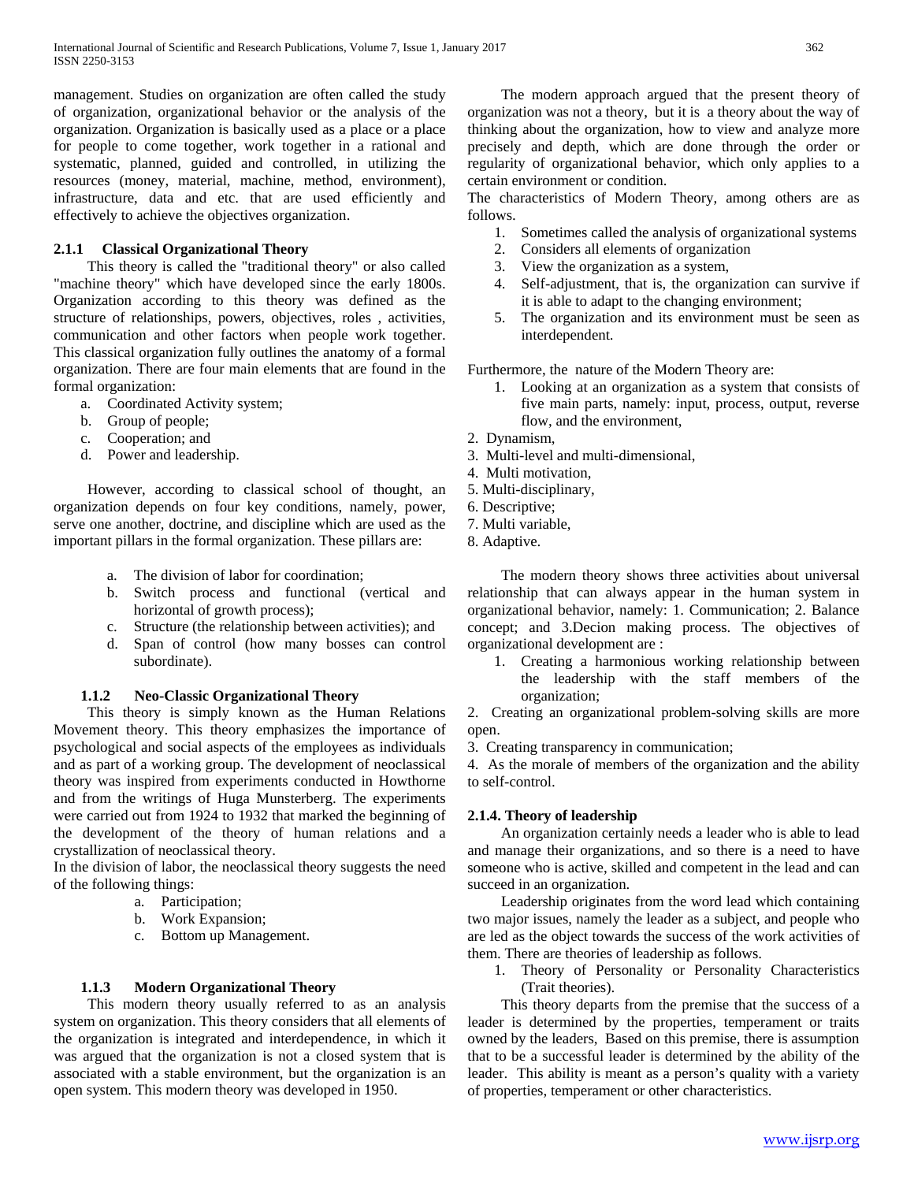management. Studies on organization are often called the study of organization, organizational behavior or the analysis of the organization. Organization is basically used as a place or a place for people to come together, work together in a rational and systematic, planned, guided and controlled, in utilizing the resources (money, material, machine, method, environment), infrastructure, data and etc. that are used efficiently and effectively to achieve the objectives organization.

### 2.1.1 Classical Organizational Theory

This theory is called the "traditional theory" or also called "machine theory" which have developed since the early 1800s. Organization according to this theory was defined as the structure of relationships, powers, objectives, roles , activities, communication and other factors when people work together. This classical organization fully outlines the anatomy of a formal organization. There are four main elements that are found in the formal organization:

a. Coordinated Activity system;
b. Group of people;
c. Cooperation; and
d. Power and leadership.

However, according to classical school of thought, an organization depends on four key conditions, namely, power, serve one another, doctrine, and discipline which are used as the important pillars in the formal organization. These pillars are:

a. The division of labor for coordination;
b. Switch process and functional (vertical and horizontal of growth process);
c. Structure (the relationship between activities); and
d. Span of control (how many bosses can control subordinate).

### 1.1.2 Neo-Classic Organizational Theory

This theory is simply known as the Human Relations Movement theory. This theory emphasizes the importance of psychological and social aspects of the employees as individuals and as part of a working group. The development of neoclassical theory was inspired from experiments conducted in Howthorne and from the writings of Huga Munsterberg. The experiments were carried out from 1924 to 1932 that marked the beginning of the development of the theory of human relations and a crystallization of neoclassical theory.

In the division of labor, the neoclassical theory suggests the need of the following things:

a. Participation;
b. Work Expansion;
c. Bottom up Management.

### 1.1.3 Modern Organizational Theory

This modern theory usually referred to as an analysis system on organization. This theory considers that all elements of the organization is integrated and interdependence, in which it was argued that the organization is not a closed system that is associated with a stable environment, but the organization is an open system. This modern theory was developed in 1950.

The modern approach argued that the present theory of organization was not a theory, but it is a theory about the way of thinking about the organization, how to view and analyze more precisely and depth, which are done through the order or regularity of organizational behavior, which only applies to a certain environment or condition.

The characteristics of Modern Theory, among others are as follows.

1. Sometimes called the analysis of organizational systems
2. Considers all elements of organization
3. View the organization as a system,
4. Self-adjustment, that is, the organization can survive if it is able to adapt to the changing environment;
5. The organization and its environment must be seen as interdependent.

Furthermore, the nature of the Modern Theory are:

1. Looking at an organization as a system that consists of five main parts, namely: input, process, output, reverse flow, and the environment,
2. Dynamism,
3. Multi-level and multi-dimensional,
4. Multi motivation,
5. Multi-disciplinary,
6. Descriptive;
7. Multi variable,
8. Adaptive.

The modern theory shows three activities about universal relationship that can always appear in the human system in organizational behavior, namely: 1. Communication; 2. Balance concept; and 3.Decion making process. The objectives of organizational development are :

1. Creating a harmonious working relationship between the leadership with the staff members of the organization;
2. Creating an organizational problem-solving skills are more open.
3. Creating transparency in communication;
4. As the morale of members of the organization and the ability to self-control.

### 2.1.4. Theory of leadership

An organization certainly needs a leader who is able to lead and manage their organizations, and so there is a need to have someone who is active, skilled and competent in the lead and can succeed in an organization.

Leadership originates from the word lead which containing two major issues, namely the leader as a subject, and people who are led as the object towards the success of the work activities of them. There are theories of leadership as follows.

1. Theory of Personality or Personality Characteristics (Trait theories).

This theory departs from the premise that the success of a leader is determined by the properties, temperament or traits owned by the leaders, Based on this premise, there is assumption that to be a successful leader is determined by the ability of the leader. This ability is meant as a person's quality with a variety of properties, temperament or other characteristics.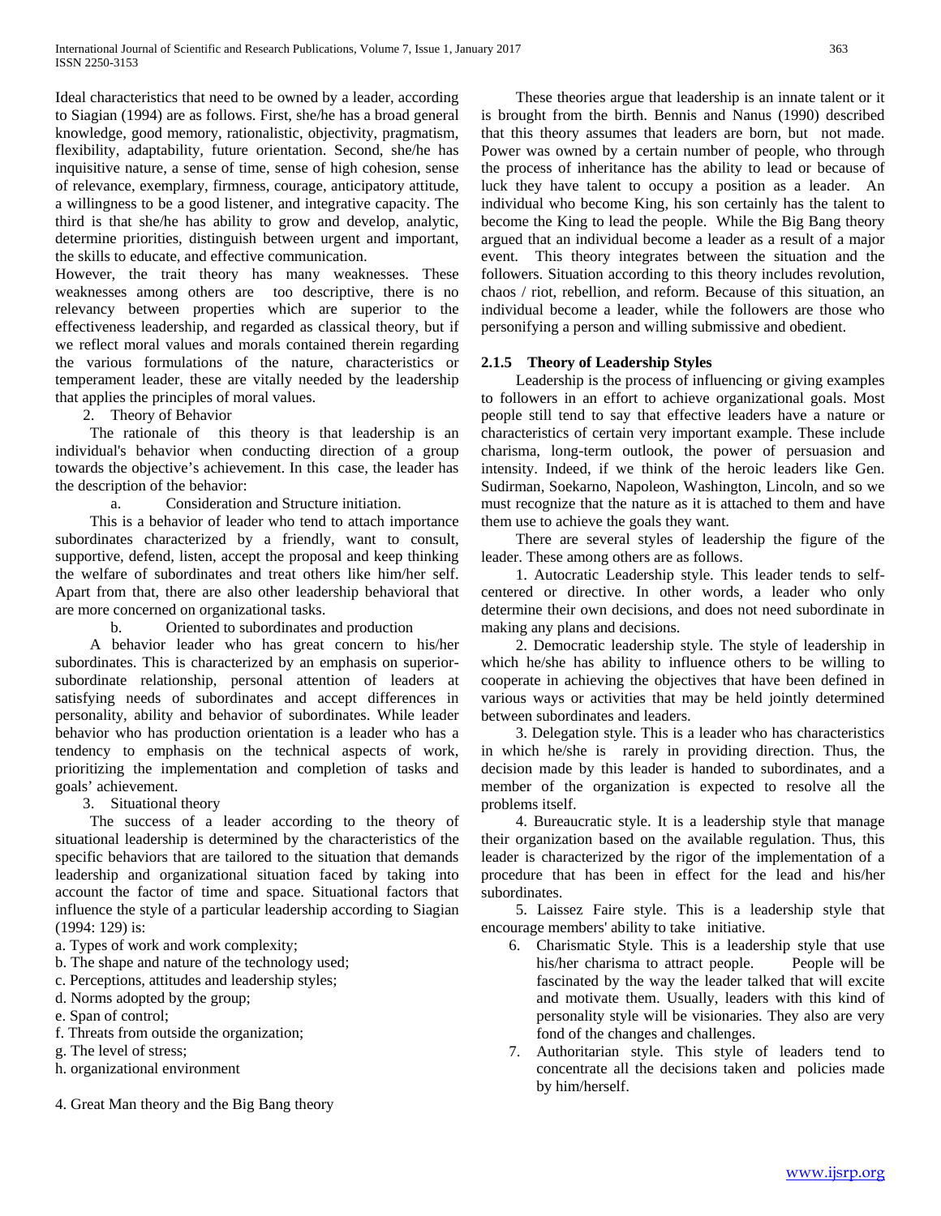Ideal characteristics that need to be owned by a leader, according to Siagian (1994) are as follows. First, she/he has a broad general knowledge, good memory, rationalistic, objectivity, pragmatism, flexibility, adaptability, future orientation. Second, she/he has inquisitive nature, a sense of time, sense of high cohesion, sense of relevance, exemplary, firmness, courage, anticipatory attitude, a willingness to be a good listener, and integrative capacity. The third is that she/he has ability to grow and develop, analytic, determine priorities, distinguish between urgent and important, the skills to educate, and effective communication.

However, the trait theory has many weaknesses. These weaknesses among others are too descriptive, there is no relevancy between properties which are superior to the effectiveness leadership, and regarded as classical theory, but if we reflect moral values and morals contained therein regarding the various formulations of the nature, characteristics or temperament leader, these are vitally needed by the leadership that applies the principles of moral values.

2. Theory of Behavior

The rationale of this theory is that leadership is an individual's behavior when conducting direction of a group towards the objective's achievement. In this case, the leader has the description of the behavior:

a. Consideration and Structure initiation.

This is a behavior of leader who tend to attach importance subordinates characterized by a friendly, want to consult, supportive, defend, listen, accept the proposal and keep thinking the welfare of subordinates and treat others like him/her self. Apart from that, there are also other leadership behavioral that are more concerned on organizational tasks.

b. Oriented to subordinates and production

A behavior leader who has great concern to his/her subordinates. This is characterized by an emphasis on superior-subordinate relationship, personal attention of leaders at satisfying needs of subordinates and accept differences in personality, ability and behavior of subordinates. While leader behavior who has production orientation is a leader who has a tendency to emphasis on the technical aspects of work, prioritizing the implementation and completion of tasks and goals' achievement.

3. Situational theory

The success of a leader according to the theory of situational leadership is determined by the characteristics of the specific behaviors that are tailored to the situation that demands leadership and organizational situation faced by taking into account the factor of time and space. Situational factors that influence the style of a particular leadership according to Siagian (1994: 129) is:

a. Types of work and work complexity;
b. The shape and nature of the technology used;
c. Perceptions, attitudes and leadership styles;
d. Norms adopted by the group;
e. Span of control;
f. Threats from outside the organization;
g. The level of stress;
h. organizational environment

4. Great Man theory and the Big Bang theory

These theories argue that leadership is an innate talent or it is brought from the birth. Bennis and Nanus (1990) described that this theory assumes that leaders are born, but not made. Power was owned by a certain number of people, who through the process of inheritance has the ability to lead or because of luck they have talent to occupy a position as a leader. An individual who become King, his son certainly has the talent to become the King to lead the people. While the Big Bang theory argued that an individual become a leader as a result of a major event. This theory integrates between the situation and the followers. Situation according to this theory includes revolution, chaos / riot, rebellion, and reform. Because of this situation, an individual become a leader, while the followers are those who personifying a person and willing submissive and obedient.

### 2.1.5 Theory of Leadership Styles

Leadership is the process of influencing or giving examples to followers in an effort to achieve organizational goals. Most people still tend to say that effective leaders have a nature or characteristics of certain very important example. These include charisma, long-term outlook, the power of persuasion and intensity. Indeed, if we think of the heroic leaders like Gen. Sudirman, Soekarno, Napoleon, Washington, Lincoln, and so we must recognize that the nature as it is attached to them and have them use to achieve the goals they want.

There are several styles of leadership the figure of the leader. These among others are as follows.

1. Autocratic Leadership style. This leader tends to self-centered or directive. In other words, a leader who only determine their own decisions, and does not need subordinate in making any plans and decisions.

2. Democratic leadership style. The style of leadership in which he/she has ability to influence others to be willing to cooperate in achieving the objectives that have been defined in various ways or activities that may be held jointly determined between subordinates and leaders.

3. Delegation style. This is a leader who has characteristics in which he/she is rarely in providing direction. Thus, the decision made by this leader is handed to subordinates, and a member of the organization is expected to resolve all the problems itself.

4. Bureaucratic style. It is a leadership style that manage their organization based on the available regulation. Thus, this leader is characterized by the rigor of the implementation of a procedure that has been in effect for the lead and his/her subordinates.

5. Laissez Faire style. This is a leadership style that encourage members' ability to take initiative.

6. Charismatic Style. This is a leadership style that use his/her charisma to attract people. People will be fascinated by the way the leader talked that will excite and motivate them. Usually, leaders with this kind of personality style will be visionaries. They also are very fond of the changes and challenges.
7. Authoritarian style. This style of leaders tend to concentrate all the decisions taken and policies made by him/herself.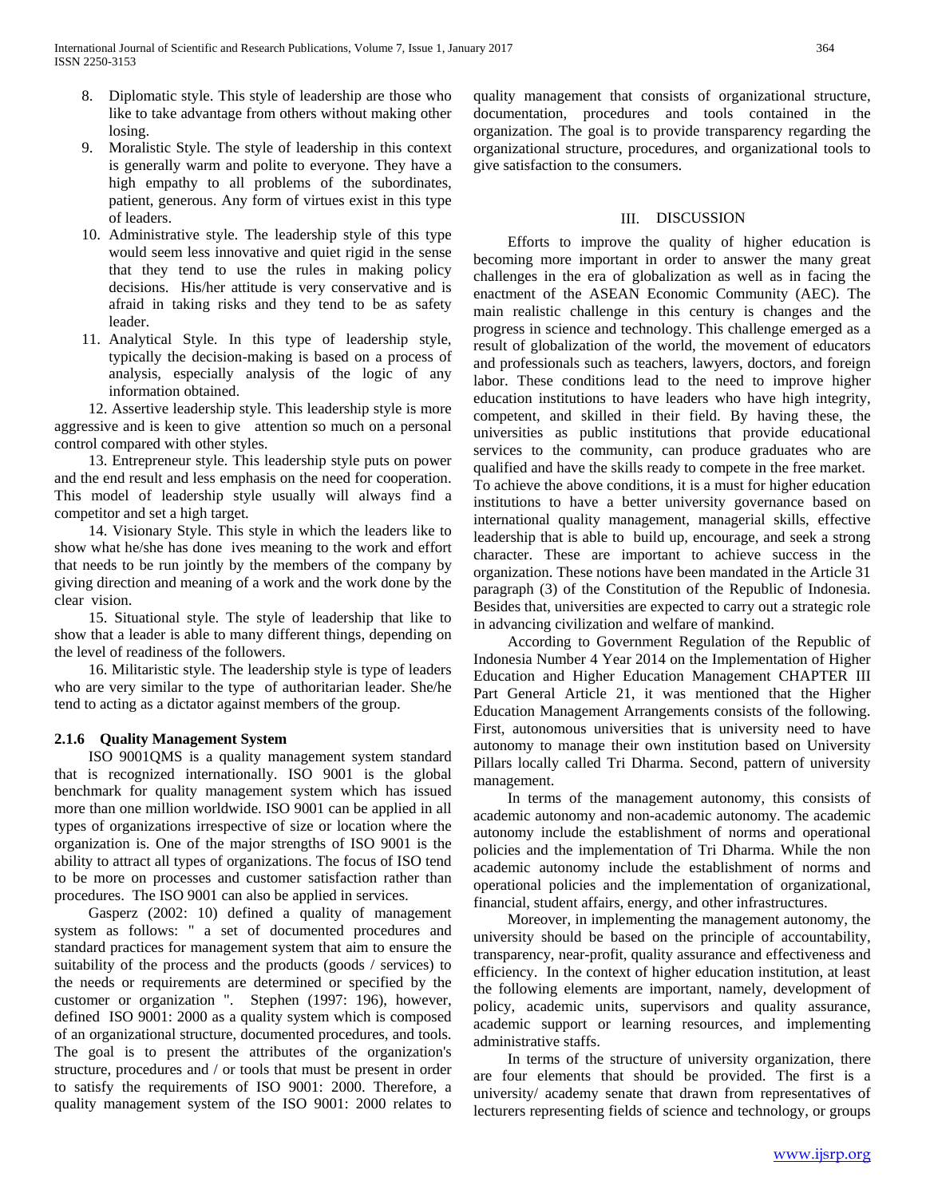8. Diplomatic style. This style of leadership are those who like to take advantage from others without making other losing.
9. Moralistic Style. The style of leadership in this context is generally warm and polite to everyone. They have a high empathy to all problems of the subordinates, patient, generous. Any form of virtues exist in this type of leaders.
10. Administrative style. The leadership style of this type would seem less innovative and quiet rigid in the sense that they tend to use the rules in making policy decisions. His/her attitude is very conservative and is afraid in taking risks and they tend to be as safety leader.
11. Analytical Style. In this type of leadership style, typically the decision-making is based on a process of analysis, especially analysis of the logic of any information obtained.

12. Assertive leadership style. This leadership style is more aggressive and is keen to give attention so much on a personal control compared with other styles.

13. Entrepreneur style. This leadership style puts on power and the end result and less emphasis on the need for cooperation. This model of leadership style usually will always find a competitor and set a high target.

14. Visionary Style. This style in which the leaders like to show what he/she has done ives meaning to the work and effort that needs to be run jointly by the members of the company by giving direction and meaning of a work and the work done by the clear vision.

15. Situational style. The style of leadership that like to show that a leader is able to many different things, depending on the level of readiness of the followers.

16. Militaristic style. The leadership style is type of leaders who are very similar to the type of authoritarian leader. She/he tend to acting as a dictator against members of the group.

### 2.1.6 Quality Management System

ISO 9001QMS is a quality management system standard that is recognized internationally. ISO 9001 is the global benchmark for quality management system which has issued more than one million worldwide. ISO 9001 can be applied in all types of organizations irrespective of size or location where the organization is. One of the major strengths of ISO 9001 is the ability to attract all types of organizations. The focus of ISO tend to be more on processes and customer satisfaction rather than procedures. The ISO 9001 can also be applied in services.

Gasperz (2002: 10) defined a quality of management system as follows: " a set of documented procedures and standard practices for management system that aim to ensure the suitability of the process and the products (goods / services) to the needs or requirements are determined or specified by the customer or organization ". Stephen (1997: 196), however, defined ISO 9001: 2000 as a quality system which is composed of an organizational structure, documented procedures, and tools. The goal is to present the attributes of the organization's structure, procedures and / or tools that must be present in order to satisfy the requirements of ISO 9001: 2000. Therefore, a quality management system of the ISO 9001: 2000 relates to quality management that consists of organizational structure, documentation, procedures and tools contained in the organization. The goal is to provide transparency regarding the organizational structure, procedures, and organizational tools to give satisfaction to the consumers.

## III. DISCUSSION

Efforts to improve the quality of higher education is becoming more important in order to answer the many great challenges in the era of globalization as well as in facing the enactment of the ASEAN Economic Community (AEC). The main realistic challenge in this century is changes and the progress in science and technology. This challenge emerged as a result of globalization of the world, the movement of educators and professionals such as teachers, lawyers, doctors, and foreign labor. These conditions lead to the need to improve higher education institutions to have leaders who have high integrity, competent, and skilled in their field. By having these, the universities as public institutions that provide educational services to the community, can produce graduates who are qualified and have the skills ready to compete in the free market. To achieve the above conditions, it is a must for higher education institutions to have a better university governance based on international quality management, managerial skills, effective leadership that is able to build up, encourage, and seek a strong character. These are important to achieve success in the organization. These notions have been mandated in the Article 31 paragraph (3) of the Constitution of the Republic of Indonesia. Besides that, universities are expected to carry out a strategic role in advancing civilization and welfare of mankind.

According to Government Regulation of the Republic of Indonesia Number 4 Year 2014 on the Implementation of Higher Education and Higher Education Management CHAPTER III Part General Article 21, it was mentioned that the Higher Education Management Arrangements consists of the following. First, autonomous universities that is university need to have autonomy to manage their own institution based on University Pillars locally called Tri Dharma. Second, pattern of university management.

In terms of the management autonomy, this consists of academic autonomy and non-academic autonomy. The academic autonomy include the establishment of norms and operational policies and the implementation of Tri Dharma. While the non academic autonomy include the establishment of norms and operational policies and the implementation of organizational, financial, student affairs, energy, and other infrastructures.

Moreover, in implementing the management autonomy, the university should be based on the principle of accountability, transparency, near-profit, quality assurance and effectiveness and efficiency. In the context of higher education institution, at least the following elements are important, namely, development of policy, academic units, supervisors and quality assurance, academic support or learning resources, and implementing administrative staffs.

In terms of the structure of university organization, there are four elements that should be provided. The first is a university/ academy senate that drawn from representatives of lecturers representing fields of science and technology, or groups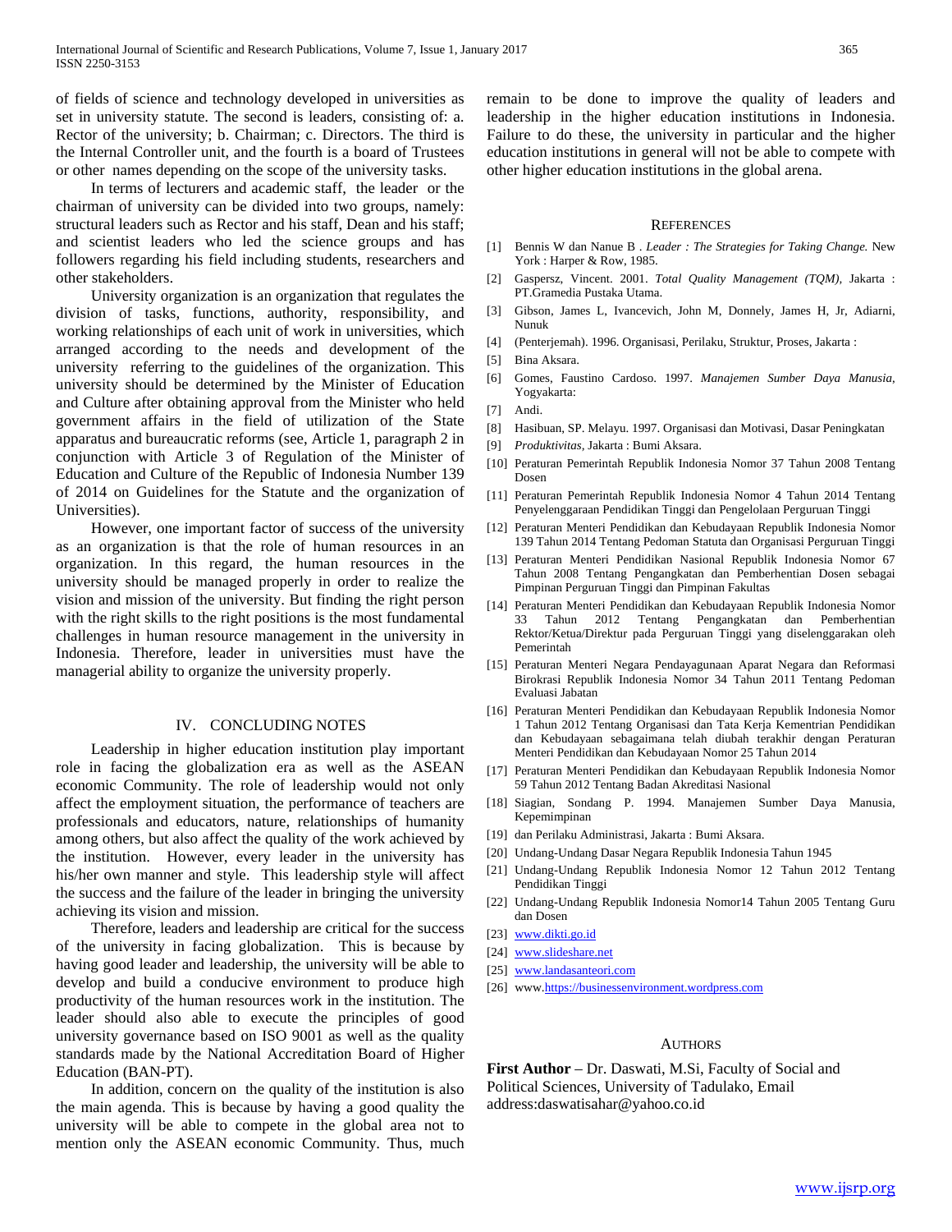of fields of science and technology developed in universities as set in university statute. The second is leaders, consisting of: a. Rector of the university; b. Chairman; c. Directors. The third is the Internal Controller unit, and the fourth is a board of Trustees or other names depending on the scope of the university tasks.

In terms of lecturers and academic staff, the leader or the chairman of university can be divided into two groups, namely: structural leaders such as Rector and his staff, Dean and his staff; and scientist leaders who led the science groups and has followers regarding his field including students, researchers and other stakeholders.

University organization is an organization that regulates the division of tasks, functions, authority, responsibility, and working relationships of each unit of work in universities, which arranged according to the needs and development of the university referring to the guidelines of the organization. This university should be determined by the Minister of Education and Culture after obtaining approval from the Minister who held government affairs in the field of utilization of the State apparatus and bureaucratic reforms (see, Article 1, paragraph 2 in conjunction with Article 3 of Regulation of the Minister of Education and Culture of the Republic of Indonesia Number 139 of 2014 on Guidelines for the Statute and the organization of Universities).

However, one important factor of success of the university as an organization is that the role of human resources in an organization. In this regard, the human resources in the university should be managed properly in order to realize the vision and mission of the university. But finding the right person with the right skills to the right positions is the most fundamental challenges in human resource management in the university in Indonesia. Therefore, leader in universities must have the managerial ability to organize the university properly.

## IV. Concluding Notes

Leadership in higher education institution play important role in facing the globalization era as well as the ASEAN economic Community. The role of leadership would not only affect the employment situation, the performance of teachers are professionals and educators, nature, relationships of humanity among others, but also affect the quality of the work achieved by the institution. However, every leader in the university has his/her own manner and style. This leadership style will affect the success and the failure of the leader in bringing the university achieving its vision and mission.

Therefore, leaders and leadership are critical for the success of the university in facing globalization. This is because by having good leader and leadership, the university will be able to develop and build a conducive environment to produce high productivity of the human resources work in the institution. The leader should also able to execute the principles of good university governance based on ISO 9001 as well as the quality standards made by the National Accreditation Board of Higher Education (BAN-PT).

In addition, concern on the quality of the institution is also the main agenda. This is because by having a good quality the university will be able to compete in the global area not to mention only the ASEAN economic Community. Thus, much remain to be done to improve the quality of leaders and leadership in the higher education institutions in Indonesia. Failure to do these, the university in particular and the higher education institutions in general will not be able to compete with other higher education institutions in the global arena.

## References

[1] Bennis W dan Nanue B . *Leader : The Strategies for Taking Change.* New York : Harper & Row, 1985.

[2] Gaspersz, Vincent. 2001. *Total Quality Management (TQM),* Jakarta : PT.Gramedia Pustaka Utama.

[3] Gibson, James L, Ivancevich, John M, Donnely, James H, Jr, Adiarni, Nunuk

[4] (Penterjemah). 1996. Organisasi, Perilaku, Struktur, Proses, Jakarta :

[5] Bina Aksara.

[6] Gomes, Faustino Cardoso. 1997. *Manajemen Sumber Daya Manusia,* Yogyakarta:

[7] Andi.

[8] Hasibuan, SP. Melayu. 1997. Organisasi dan Motivasi, Dasar Peningkatan

[9] *Produktivitas,* Jakarta : Bumi Aksara.

[10] Peraturan Pemerintah Republik Indonesia Nomor 37 Tahun 2008 Tentang Dosen

[11] Peraturan Pemerintah Republik Indonesia Nomor 4 Tahun 2014 Tentang Penyelenggaraan Pendidikan Tinggi dan Pengelolaan Perguruan Tinggi

[12] Peraturan Menteri Pendidikan dan Kebudayaan Republik Indonesia Nomor 139 Tahun 2014 Tentang Pedoman Statuta dan Organisasi Perguruan Tinggi

[13] Peraturan Menteri Pendidikan Nasional Republik Indonesia Nomor 67 Tahun 2008 Tentang Pengangkatan dan Pemberhentian Dosen sebagai Pimpinan Perguruan Tinggi dan Pimpinan Fakultas

[14] Peraturan Menteri Pendidikan dan Kebudayaan Republik Indonesia Nomor 33 Tahun 2012 Tentang Pengangkatan dan Pemberhentian Rektor/Ketua/Direktur pada Perguruan Tinggi yang diselenggarakan oleh Pemerintah

[15] Peraturan Menteri Negara Pendayagunaan Aparat Negara dan Reformasi Birokrasi Republik Indonesia Nomor 34 Tahun 2011 Tentang Pedoman Evaluasi Jabatan

[16] Peraturan Menteri Pendidikan dan Kebudayaan Republik Indonesia Nomor 1 Tahun 2012 Tentang Organisasi dan Tata Kerja Kementrian Pendidikan dan Kebudayaan sebagaimana telah diubah terakhir dengan Peraturan Menteri Pendidikan dan Kebudayaan Nomor 25 Tahun 2014

[17] Peraturan Menteri Pendidikan dan Kebudayaan Republik Indonesia Nomor 59 Tahun 2012 Tentang Badan Akreditasi Nasional

[18] Siagian, Sondang P. 1994. Manajemen Sumber Daya Manusia, Kepemimpinan

[19] dan Perilaku Administrasi, Jakarta : Bumi Aksara.

[20] Undang-Undang Dasar Negara Republik Indonesia Tahun 1945

[21] Undang-Undang Republik Indonesia Nomor 12 Tahun 2012 Tentang Pendidikan Tinggi

[22] Undang-Undang Republik Indonesia Nomor14 Tahun 2005 Tentang Guru dan Dosen

[23] www.dikti.go.id

[24] www.slideshare.net

[25] www.landasanteori.com

[26] www.https://businessenvironment.wordpress.com

## Authors

**First Author** – Dr. Daswati, M.Si, Faculty of Social and Political Sciences, University of Tadulako, Email address:daswatisahar@yahoo.co.id